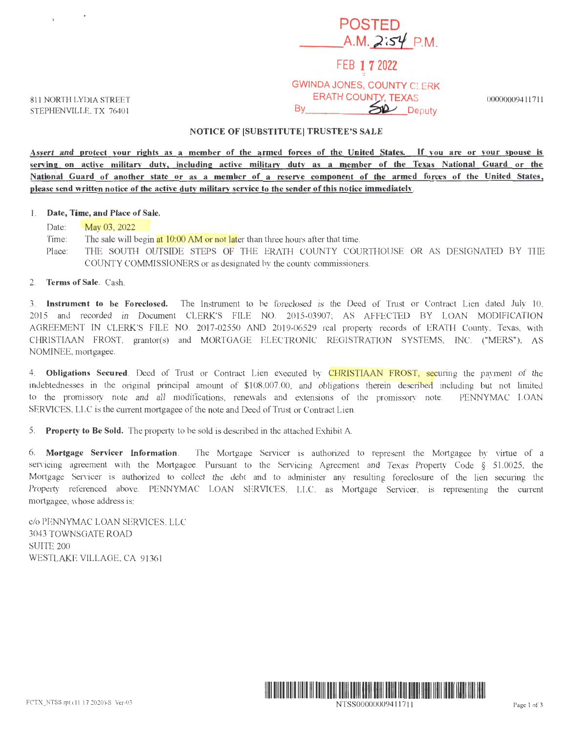POSTED
A.M. 2:54 P.M.

FEB 17 2022

GWINDA JONES, COUNTY CLERK
ERATH COUNTY, TEXAS
By SD Deputy

811 NORTH LYDIA STREET
STEPHENVILLE, TX 76401

00000009411711

## NOTICE OF [SUBSTITUTE] TRUSTEE'S SALE

**Assert and protect your rights as a member of the armed forces of the United States. If you are or your spouse is serving on active military duty, including active military duty as a member of the Texas National Guard or the National Guard of another state or as a member of a reserve component of the armed forces of the United States, please send written notice of the active duty military service to the sender of this notice immediately.**

1. **Date, Time, and Place of Sale.**

   Date: May 03, 2022

   Time: The sale will begin at 10:00 AM or not later than three hours after that time.

   Place: THE SOUTH OUTSIDE STEPS OF THE ERATH COUNTY COURTHOUSE OR AS DESIGNATED BY THE COUNTY COMMISSIONERS or as designated by the county commissioners.

2. **Terms of Sale**. Cash.

3. **Instrument to be Foreclosed.** The Instrument to be foreclosed is the Deed of Trust or Contract Lien dated July 10, 2015 and recorded in Document CLERK'S FILE NO. 2015-03907; AS AFFECTED BY LOAN MODIFICATION AGREEMENT IN CLERK'S FILE NO. 2017-02550 AND 2019-06529 real property records of ERATH County, Texas, with CHRISTIAAN FROST, grantor(s) and MORTGAGE ELECTRONIC REGISTRATION SYSTEMS, INC. ("MERS"), AS NOMINEE, mortgagee.

4. **Obligations Secured**. Deed of Trust or Contract Lien executed by CHRISTIAAN FROST, securing the payment of the indebtednesses in the original principal amount of $108,007.00, and obligations therein described including but not limited to the promissory note and all modifications, renewals and extensions of the promissory note. PENNYMAC LOAN SERVICES, LLC is the current mortgagee of the note and Deed of Trust or Contract Lien.

5. **Property to Be Sold.** The property to be sold is described in the attached Exhibit A.

6. **Mortgage Servicer Information**. The Mortgage Servicer is authorized to represent the Mortgagee by virtue of a servicing agreement with the Mortgagee. Pursuant to the Servicing Agreement and Texas Property Code § 51.0025, the Mortgage Servicer is authorized to collect the debt and to administer any resulting foreclosure of the lien securing the Property referenced above. PENNYMAC LOAN SERVICES, LLC, as Mortgage Servicer, is representing the current mortgagee, whose address is:

c/o PENNYMAC LOAN SERVICES, LLC
3043 TOWNSGATE ROAD
SUITE 200
WESTLAKE VILLAGE, CA 91361

FCTX_NTSS.rpt (11/17/2020)-S Ver-03

NTSS00000009411711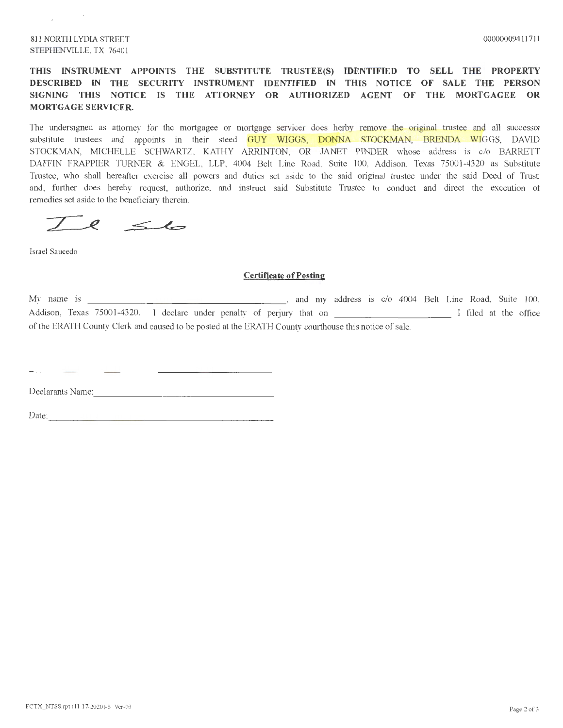811 NORTH LYDIA STREET
STEPHENVILLE, TX 76401

00000009411711

**THIS INSTRUMENT APPOINTS THE SUBSTITUTE TRUSTEE(S) IDENTIFIED TO SELL THE PROPERTY DESCRIBED IN THE SECURITY INSTRUMENT IDENTIFIED IN THIS NOTICE OF SALE THE PERSON SIGNING THIS NOTICE IS THE ATTORNEY OR AUTHORIZED AGENT OF THE MORTGAGEE OR MORTGAGE SERVICER.**

The undersigned as attorney for the mortgagee or mortgage servicer does herby remove the original trustee and all successor substitute trustees and appoints in their steed GUY WIGGS, DONNA STOCKMAN, BRENDA WIGGS, DAVID STOCKMAN, MICHELLE SCHWARTZ, KATHY ARRINTON, OR JANET PINDER whose address is c/o BARRETT DAFFIN FRAPPIER TURNER & ENGEL, LLP, 4004 Belt Line Road, Suite 100, Addison, Texas 75001-4320 as Substitute Trustee, who shall hereafter exercise all powers and duties set aside to the said original trustee under the said Deed of Trust; and, further does hereby request, authorize, and instruct said Substitute Trustee to conduct and direct the execution of remedies set aside to the beneficiary therein.

Israel Saucedo

**Certificate of Posting**

My name is ______________________________, and my address is c/o 4004 Belt Line Road, Suite 100, Addison, Texas 75001-4320. I declare under penalty of perjury that on ______________________ I filed at the office of the ERATH County Clerk and caused to be posted at the ERATH County courthouse this notice of sale.

______________________________

Declarants Name: ______________________________

Date: ______________________________

FCTX_NTSS.rpt (11/17/2020)-S Ver-03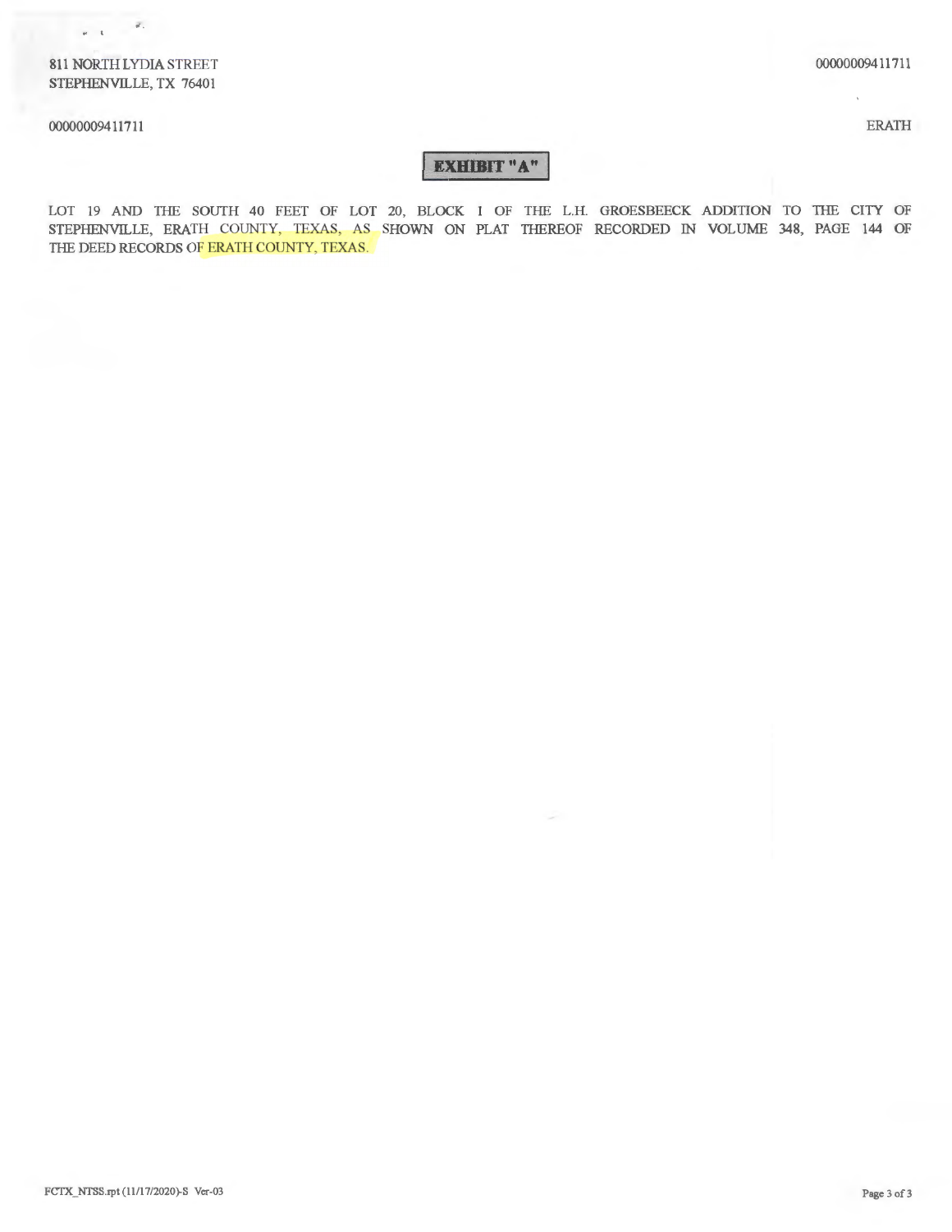811 NORTH LYDIA STREET
STEPHENVILLE, TX 76401

00000009411711

00000009411711

ERATH

## EXHIBIT "A"

LOT 19 AND THE SOUTH 40 FEET OF LOT 20, BLOCK I OF THE L.H. GROESBEECK ADDITION TO THE CITY OF STEPHENVILLE, ERATH COUNTY, TEXAS, AS SHOWN ON PLAT THEREOF RECORDED IN VOLUME 348, PAGE 144 OF THE DEED RECORDS OF ERATH COUNTY, TEXAS.

FCTX_NTSS.rpt (11/17/2020)-S Ver-03